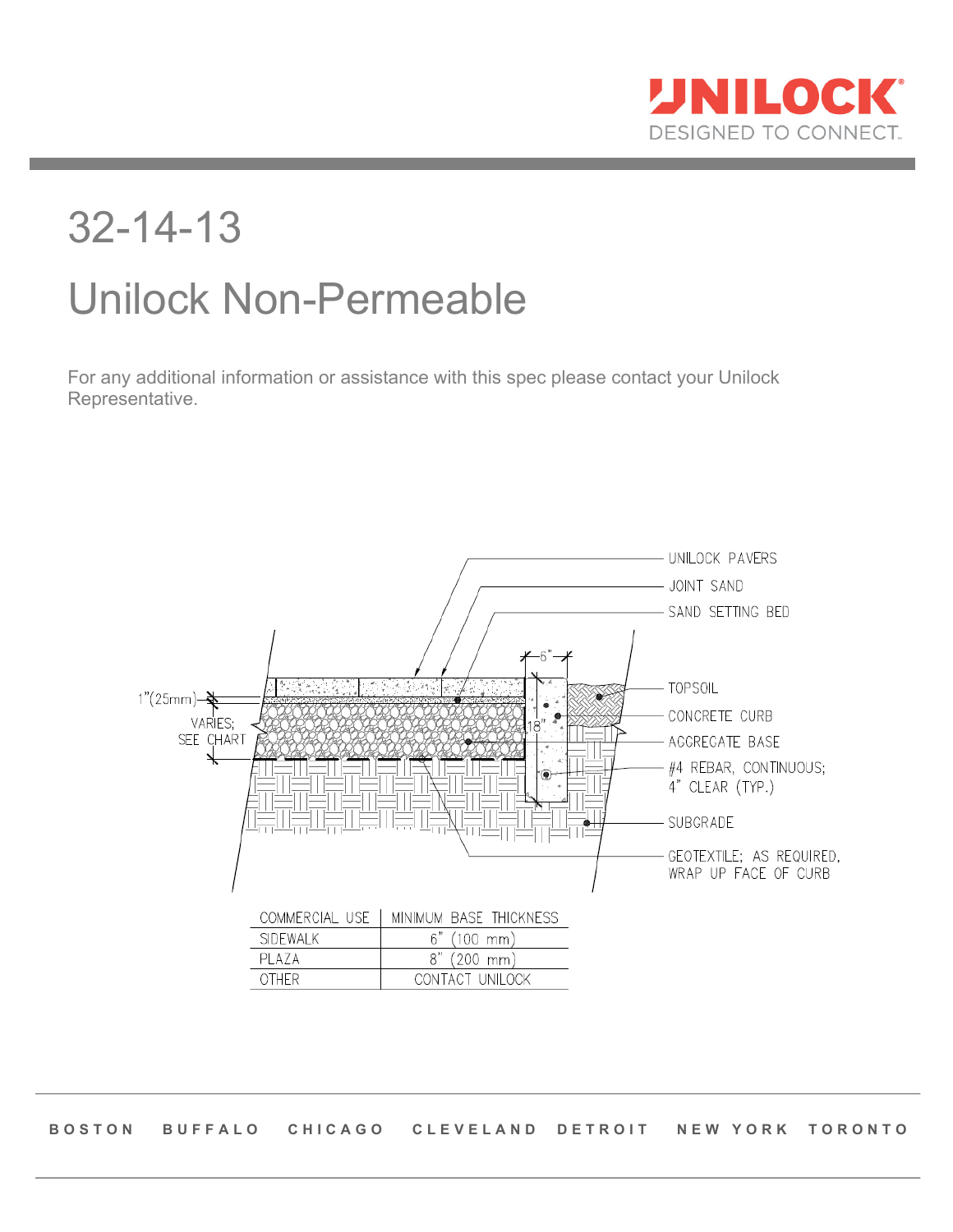# 32-14-13

# Unilock Non-Permeable

For any additional information or assistance with this spec please contact your Unilock Representative.

UNILOCK PAVERS

JOINT SAND

SAND SETTING BED

TOPSOIL

CONCRETE CURB

AGGREGATE BASE

#4 REBAR, CONTINUOUS; 4" CLEAR (TYP.)

SUBGRADE

GEOTEXTILE; AS REQUIRED, WRAP UP FACE OF CURB

1"(25mm)

VARIES; SEE CHART

6"

18"

| COMMERCIAL USE | MINIMUM BASE THICKNESS |
| --- | --- |
| SIDEWALK | 6" (100 mm) |
| PLAZA | 8" (200 mm) |
| OTHER | CONTACT UNILOCK |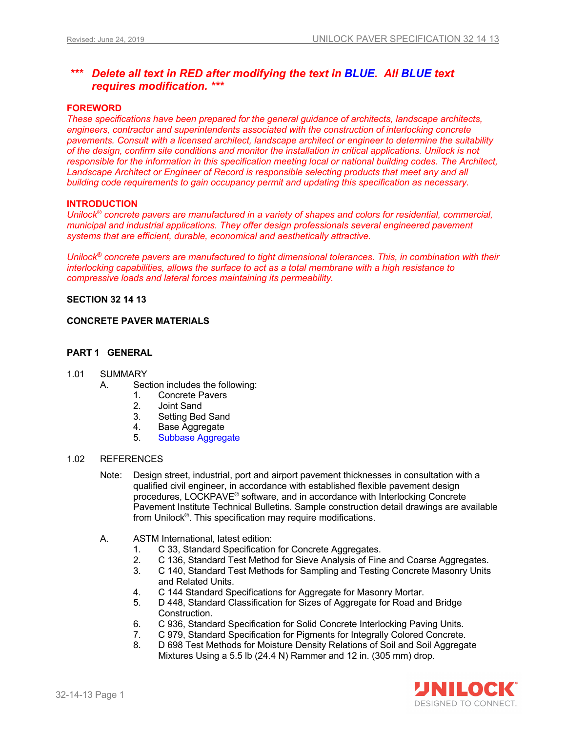***\*\*\* Delete all text in RED after modifying the text in BLUE. All BLUE text requires modification. \*\*\****

**FOREWORD**

*These specifications have been prepared for the general guidance of architects, landscape architects, engineers, contractor and superintendents associated with the construction of interlocking concrete pavements. Consult with a licensed architect, landscape architect or engineer to determine the suitability of the design, confirm site conditions and monitor the installation in critical applications. Unilock is not responsible for the information in this specification meeting local or national building codes. The Architect, Landscape Architect or Engineer of Record is responsible selecting products that meet any and all building code requirements to gain occupancy permit and updating this specification as necessary.*

**INTRODUCTION**

*Unilock® concrete pavers are manufactured in a variety of shapes and colors for residential, commercial, municipal and industrial applications. They offer design professionals several engineered pavement systems that are efficient, durable, economical and aesthetically attractive.*

*Unilock® concrete pavers are manufactured to tight dimensional tolerances. This, in combination with their interlocking capabilities, allows the surface to act as a total membrane with a high resistance to compressive loads and lateral forces maintaining its permeability.*

**SECTION 32 14 13**

**CONCRETE PAVER MATERIALS**

**PART 1 GENERAL**

1.01 SUMMARY

A. Section includes the following:
  1. Concrete Pavers
  2. Joint Sand
  3. Setting Bed Sand
  4. Base Aggregate
  5. Subbase Aggregate

1.02 REFERENCES

Note: Design street, industrial, port and airport pavement thicknesses in consultation with a qualified civil engineer, in accordance with established flexible pavement design procedures, LOCKPAVE® software, and in accordance with Interlocking Concrete Pavement Institute Technical Bulletins. Sample construction detail drawings are available from Unilock®. This specification may require modifications.

A. ASTM International, latest edition:
  1. C 33, Standard Specification for Concrete Aggregates.
  2. C 136, Standard Test Method for Sieve Analysis of Fine and Coarse Aggregates.
  3. C 140, Standard Test Methods for Sampling and Testing Concrete Masonry Units and Related Units.
  4. C 144 Standard Specifications for Aggregate for Masonry Mortar.
  5. D 448, Standard Classification for Sizes of Aggregate for Road and Bridge Construction.
  6. C 936, Standard Specification for Solid Concrete Interlocking Paving Units.
  7. C 979, Standard Specification for Pigments for Integrally Colored Concrete.
  8. D 698 Test Methods for Moisture Density Relations of Soil and Soil Aggregate Mixtures Using a 5.5 lb (24.4 N) Rammer and 12 in. (305 mm) drop.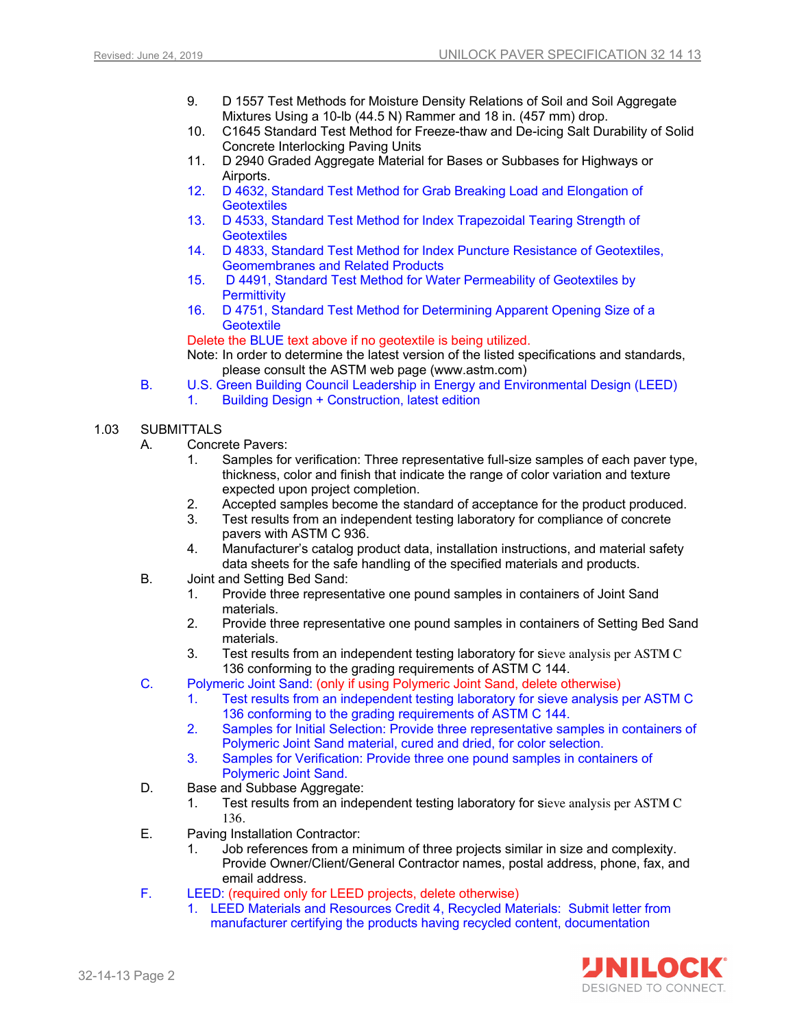9. D 1557 Test Methods for Moisture Density Relations of Soil and Soil Aggregate Mixtures Using a 10-lb (44.5 N) Rammer and 18 in. (457 mm) drop.
10. C1645 Standard Test Method for Freeze-thaw and De-icing Salt Durability of Solid Concrete Interlocking Paving Units
11. D 2940 Graded Aggregate Material for Bases or Subbases for Highways or Airports.
12. D 4632, Standard Test Method for Grab Breaking Load and Elongation of Geotextiles
13. D 4533, Standard Test Method for Index Trapezoidal Tearing Strength of Geotextiles
14. D 4833, Standard Test Method for Index Puncture Resistance of Geotextiles, Geomembranes and Related Products
15. D 4491, Standard Test Method for Water Permeability of Geotextiles by Permittivity
16. D 4751, Standard Test Method for Determining Apparent Opening Size of a Geotextile

Delete the BLUE text above if no geotextile is being utilized.

Note: In order to determine the latest version of the listed specifications and standards, please consult the ASTM web page (www.astm.com)

B. U.S. Green Building Council Leadership in Energy and Environmental Design (LEED)
   1. Building Design + Construction, latest edition

## 1.03 SUBMITTALS

A. Concrete Pavers:
   1. Samples for verification: Three representative full-size samples of each paver type, thickness, color and finish that indicate the range of color variation and texture expected upon project completion.
   2. Accepted samples become the standard of acceptance for the product produced.
   3. Test results from an independent testing laboratory for compliance of concrete pavers with ASTM C 936.
   4. Manufacturer's catalog product data, installation instructions, and material safety data sheets for the safe handling of the specified materials and products.

B. Joint and Setting Bed Sand:
   1. Provide three representative one pound samples in containers of Joint Sand materials.
   2. Provide three representative one pound samples in containers of Setting Bed Sand materials.
   3. Test results from an independent testing laboratory for sieve analysis per ASTM C 136 conforming to the grading requirements of ASTM C 144.

C. Polymeric Joint Sand: (only if using Polymeric Joint Sand, delete otherwise)
   1. Test results from an independent testing laboratory for sieve analysis per ASTM C 136 conforming to the grading requirements of ASTM C 144.
   2. Samples for Initial Selection: Provide three representative samples in containers of Polymeric Joint Sand material, cured and dried, for color selection.
   3. Samples for Verification: Provide three one pound samples in containers of Polymeric Joint Sand.

D. Base and Subbase Aggregate:
   1. Test results from an independent testing laboratory for sieve analysis per ASTM C 136.

E. Paving Installation Contractor:
   1. Job references from a minimum of three projects similar in size and complexity. Provide Owner/Client/General Contractor names, postal address, phone, fax, and email address.

F. LEED: (required only for LEED projects, delete otherwise)
   1. LEED Materials and Resources Credit 4, Recycled Materials: Submit letter from manufacturer certifying the products having recycled content, documentation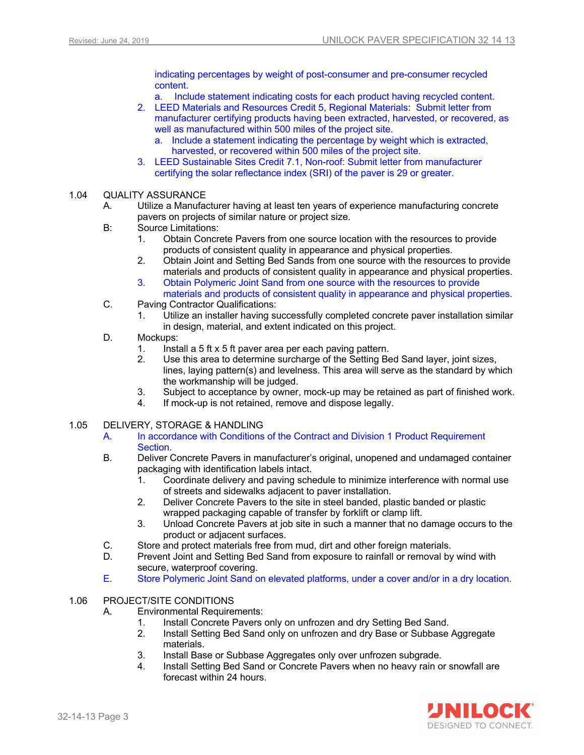indicating percentages by weight of post-consumer and pre-consumer recycled content.

a. Include statement indicating costs for each product having recycled content.

2. LEED Materials and Resources Credit 5, Regional Materials: Submit letter from manufacturer certifying products having been extracted, harvested, or recovered, as well as manufactured within 500 miles of the project site.
   a. Include a statement indicating the percentage by weight which is extracted, harvested, or recovered within 500 miles of the project site.
3. LEED Sustainable Sites Credit 7.1, Non-roof: Submit letter from manufacturer certifying the solar reflectance index (SRI) of the paver is 29 or greater.

## 1.04 QUALITY ASSURANCE

A. Utilize a Manufacturer having at least ten years of experience manufacturing concrete pavers on projects of similar nature or project size.

B: Source Limitations:
1. Obtain Concrete Pavers from one source location with the resources to provide products of consistent quality in appearance and physical properties.
2. Obtain Joint and Setting Bed Sands from one source with the resources to provide materials and products of consistent quality in appearance and physical properties.
3. Obtain Polymeric Joint Sand from one source with the resources to provide materials and products of consistent quality in appearance and physical properties.

C. Paving Contractor Qualifications:
1. Utilize an installer having successfully completed concrete paver installation similar in design, material, and extent indicated on this project.

D. Mockups:
1. Install a 5 ft x 5 ft paver area per each paving pattern.
2. Use this area to determine surcharge of the Setting Bed Sand layer, joint sizes, lines, laying pattern(s) and levelness. This area will serve as the standard by which the workmanship will be judged.
3. Subject to acceptance by owner, mock-up may be retained as part of finished work.
4. If mock-up is not retained, remove and dispose legally.

## 1.05 DELIVERY, STORAGE & HANDLING

A. In accordance with Conditions of the Contract and Division 1 Product Requirement Section.

B. Deliver Concrete Pavers in manufacturer's original, unopened and undamaged container packaging with identification labels intact.
1. Coordinate delivery and paving schedule to minimize interference with normal use of streets and sidewalks adjacent to paver installation.
2. Deliver Concrete Pavers to the site in steel banded, plastic banded or plastic wrapped packaging capable of transfer by forklift or clamp lift.
3. Unload Concrete Pavers at job site in such a manner that no damage occurs to the product or adjacent surfaces.

C. Store and protect materials free from mud, dirt and other foreign materials.

D. Prevent Joint and Setting Bed Sand from exposure to rainfall or removal by wind with secure, waterproof covering.

E. Store Polymeric Joint Sand on elevated platforms, under a cover and/or in a dry location.

## 1.06 PROJECT/SITE CONDITIONS

A. Environmental Requirements:
1. Install Concrete Pavers only on unfrozen and dry Setting Bed Sand.
2. Install Setting Bed Sand only on unfrozen and dry Base or Subbase Aggregate materials.
3. Install Base or Subbase Aggregates only over unfrozen subgrade.
4. Install Setting Bed Sand or Concrete Pavers when no heavy rain or snowfall are forecast within 24 hours.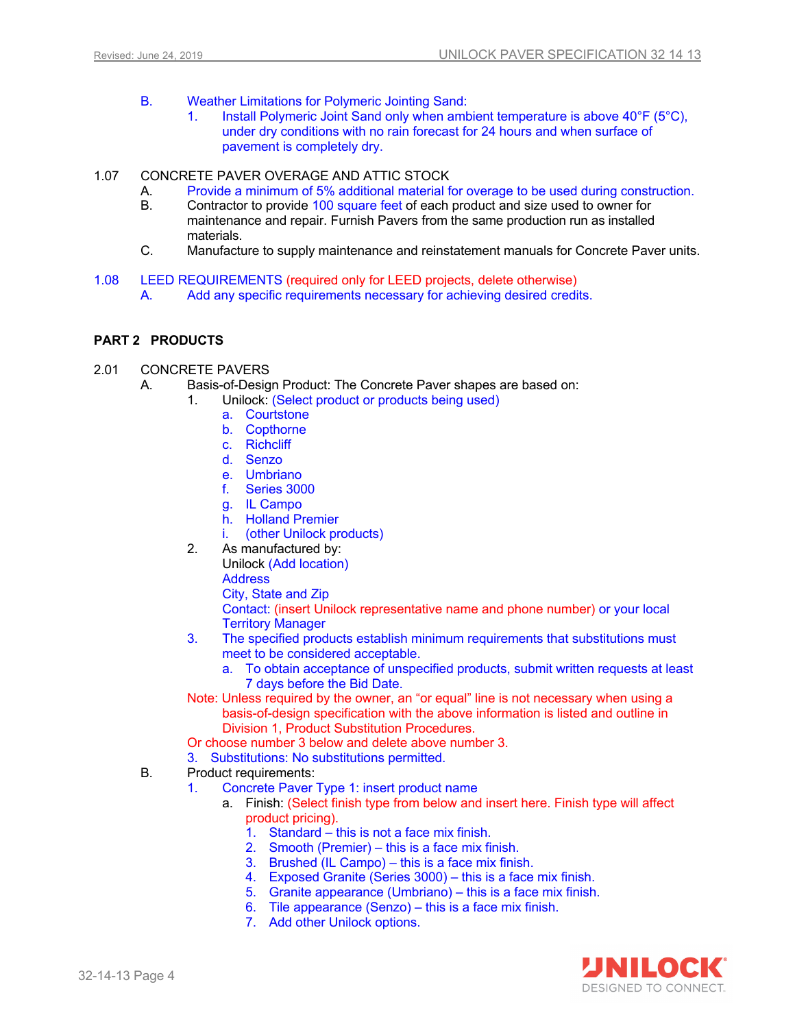B. Weather Limitations for Polymeric Jointing Sand:
   1. Install Polymeric Joint Sand only when ambient temperature is above 40°F (5°C), under dry conditions with no rain forecast for 24 hours and when surface of pavement is completely dry.

1.07 CONCRETE PAVER OVERAGE AND ATTIC STOCK
   A. Provide a minimum of 5% additional material for overage to be used during construction.
   B. Contractor to provide 100 square feet of each product and size used to owner for maintenance and repair. Furnish Pavers from the same production run as installed materials.
   C. Manufacture to supply maintenance and reinstatement manuals for Concrete Paver units.

1.08 LEED REQUIREMENTS (required only for LEED projects, delete otherwise)
   A. Add any specific requirements necessary for achieving desired credits.

## PART 2 PRODUCTS

2.01 CONCRETE PAVERS
   A. Basis-of-Design Product: The Concrete Paver shapes are based on:
      1. Unilock: (Select product or products being used)
         a. Courtstone
         b. Copthorne
         c. Richcliff
         d. Senzo
         e. Umbriano
         f. Series 3000
         g. IL Campo
         h. Holland Premier
         i. (other Unilock products)
      2. As manufactured by:
         Unilock (Add location)
         Address
         City, State and Zip
         Contact: (insert Unilock representative name and phone number) or your local Territory Manager
      3. The specified products establish minimum requirements that substitutions must meet to be considered acceptable.
         a. To obtain acceptance of unspecified products, submit written requests at least 7 days before the Bid Date.

      Note: Unless required by the owner, an "or equal" line is not necessary when using a basis-of-design specification with the above information is listed and outline in Division 1, Product Substitution Procedures.

      Or choose number 3 below and delete above number 3.

      3. Substitutions: No substitutions permitted.
   B. Product requirements:
      1. Concrete Paver Type 1: insert product name
         a. Finish: (Select finish type from below and insert here. Finish type will affect product pricing).
            1. Standard – this is not a face mix finish.
            2. Smooth (Premier) – this is a face mix finish.
            3. Brushed (IL Campo) – this is a face mix finish.
            4. Exposed Granite (Series 3000) – this is a face mix finish.
            5. Granite appearance (Umbriano) – this is a face mix finish.
            6. Tile appearance (Senzo) – this is a face mix finish.
            7. Add other Unilock options.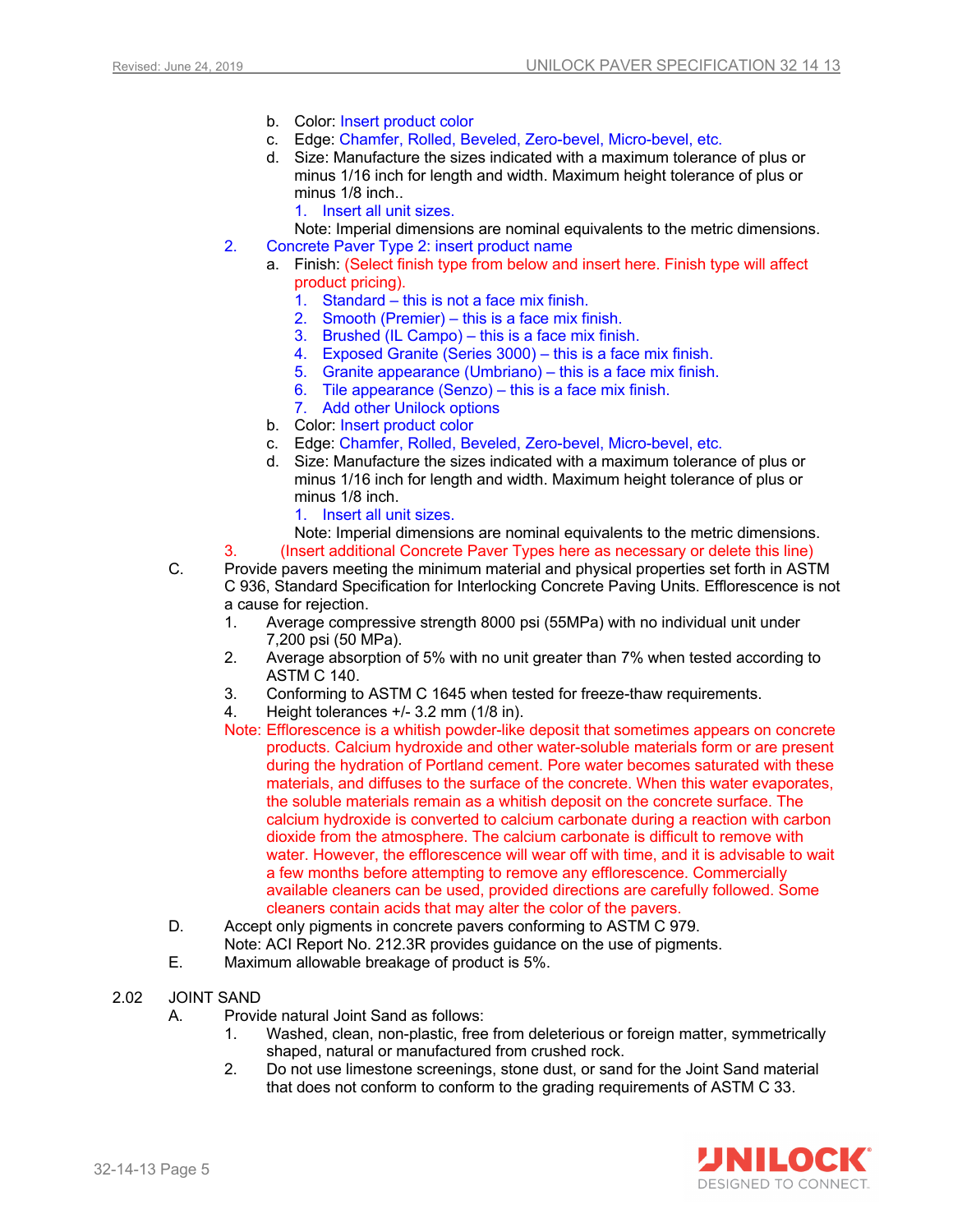b. Color: Insert product color
c. Edge: Chamfer, Rolled, Beveled, Zero-bevel, Micro-bevel, etc.
d. Size: Manufacture the sizes indicated with a maximum tolerance of plus or minus 1/16 inch for length and width. Maximum height tolerance of plus or minus 1/8 inch..
   1. Insert all unit sizes.

   Note: Imperial dimensions are nominal equivalents to the metric dimensions.

2. Concrete Paver Type 2: insert product name
   a. Finish: (Select finish type from below and insert here. Finish type will affect product pricing).
      1. Standard – this is not a face mix finish.
      2. Smooth (Premier) – this is a face mix finish.
      3. Brushed (IL Campo) – this is a face mix finish.
      4. Exposed Granite (Series 3000) – this is a face mix finish.
      5. Granite appearance (Umbriano) – this is a face mix finish.
      6. Tile appearance (Senzo) – this is a face mix finish.
      7. Add other Unilock options
   b. Color: Insert product color
   c. Edge: Chamfer, Rolled, Beveled, Zero-bevel, Micro-bevel, etc.
   d. Size: Manufacture the sizes indicated with a maximum tolerance of plus or minus 1/16 inch for length and width. Maximum height tolerance of plus or minus 1/8 inch.
      1. Insert all unit sizes.

      Note: Imperial dimensions are nominal equivalents to the metric dimensions.
3. (Insert additional Concrete Paver Types here as necessary or delete this line)

C. Provide pavers meeting the minimum material and physical properties set forth in ASTM C 936, Standard Specification for Interlocking Concrete Paving Units. Efflorescence is not a cause for rejection.
   1. Average compressive strength 8000 psi (55MPa) with no individual unit under 7,200 psi (50 MPa).
   2. Average absorption of 5% with no unit greater than 7% when tested according to ASTM C 140.
   3. Conforming to ASTM C 1645 when tested for freeze-thaw requirements.
   4. Height tolerances +/- 3.2 mm (1/8 in).

   Note: Efflorescence is a whitish powder-like deposit that sometimes appears on concrete products. Calcium hydroxide and other water-soluble materials form or are present during the hydration of Portland cement. Pore water becomes saturated with these materials, and diffuses to the surface of the concrete. When this water evaporates, the soluble materials remain as a whitish deposit on the concrete surface. The calcium hydroxide is converted to calcium carbonate during a reaction with carbon dioxide from the atmosphere. The calcium carbonate is difficult to remove with water. However, the efflorescence will wear off with time, and it is advisable to wait a few months before attempting to remove any efflorescence. Commercially available cleaners can be used, provided directions are carefully followed. Some cleaners contain acids that may alter the color of the pavers.

D. Accept only pigments in concrete pavers conforming to ASTM C 979.

   Note: ACI Report No. 212.3R provides guidance on the use of pigments.

E. Maximum allowable breakage of product is 5%.

## 2.02 JOINT SAND

A. Provide natural Joint Sand as follows:
   1. Washed, clean, non-plastic, free from deleterious or foreign matter, symmetrically shaped, natural or manufactured from crushed rock.
   2. Do not use limestone screenings, stone dust, or sand for the Joint Sand material that does not conform to conform to the grading requirements of ASTM C 33.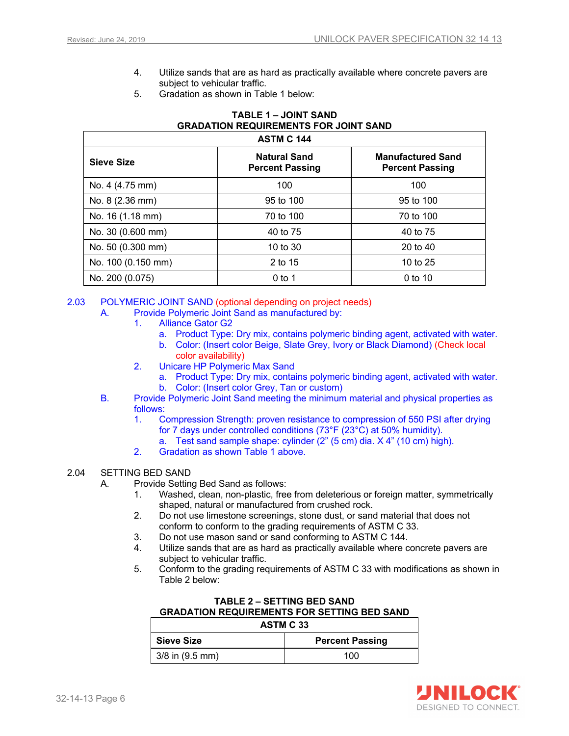4. Utilize sands that are as hard as practically available where concrete pavers are subject to vehicular traffic.
5. Gradation as shown in Table 1 below:

**TABLE 1 – JOINT SAND**
**GRADATION REQUIREMENTS FOR JOINT SAND**

| ASTM C 144 | | |
|---|---|---|
| **Sieve Size** | **Natural Sand Percent Passing** | **Manufactured Sand Percent Passing** |
| No. 4 (4.75 mm) | 100 | 100 |
| No. 8 (2.36 mm) | 95 to 100 | 95 to 100 |
| No. 16 (1.18 mm) | 70 to 100 | 70 to 100 |
| No. 30 (0.600 mm) | 40 to 75 | 40 to 75 |
| No. 50 (0.300 mm) | 10 to 30 | 20 to 40 |
| No. 100 (0.150 mm) | 2 to 15 | 10 to 25 |
| No. 200 (0.075) | 0 to 1 | 0 to 10 |

2.03 POLYMERIC JOINT SAND (optional depending on project needs)

A. Provide Polymeric Joint Sand as manufactured by:
   1. Alliance Gator G2
      a. Product Type: Dry mix, contains polymeric binding agent, activated with water.
      b. Color: (Insert color Beige, Slate Grey, Ivory or Black Diamond) (Check local color availability)
   2. Unicare HP Polymeric Max Sand
      a. Product Type: Dry mix, contains polymeric binding agent, activated with water.
      b. Color: (Insert color Grey, Tan or custom)

B. Provide Polymeric Joint Sand meeting the minimum material and physical properties as follows:
   1. Compression Strength: proven resistance to compression of 550 PSI after drying for 7 days under controlled conditions (73°F (23°C) at 50% humidity).
      a. Test sand sample shape: cylinder (2” (5 cm) dia. X 4” (10 cm) high).
   2. Gradation as shown Table 1 above.

2.04 SETTING BED SAND

A. Provide Setting Bed Sand as follows:
   1. Washed, clean, non-plastic, free from deleterious or foreign matter, symmetrically shaped, natural or manufactured from crushed rock.
   2. Do not use limestone screenings, stone dust, or sand material that does not conform to conform to the grading requirements of ASTM C 33.
   3. Do not use mason sand or sand conforming to ASTM C 144.
   4. Utilize sands that are as hard as practically available where concrete pavers are subject to vehicular traffic.
   5. Conform to the grading requirements of ASTM C 33 with modifications as shown in Table 2 below:

**TABLE 2 – SETTING BED SAND**
**GRADATION REQUIREMENTS FOR SETTING BED SAND**

| ASTM C 33 | |
|---|---|
| **Sieve Size** | **Percent Passing** |
| 3/8 in (9.5 mm) | 100 |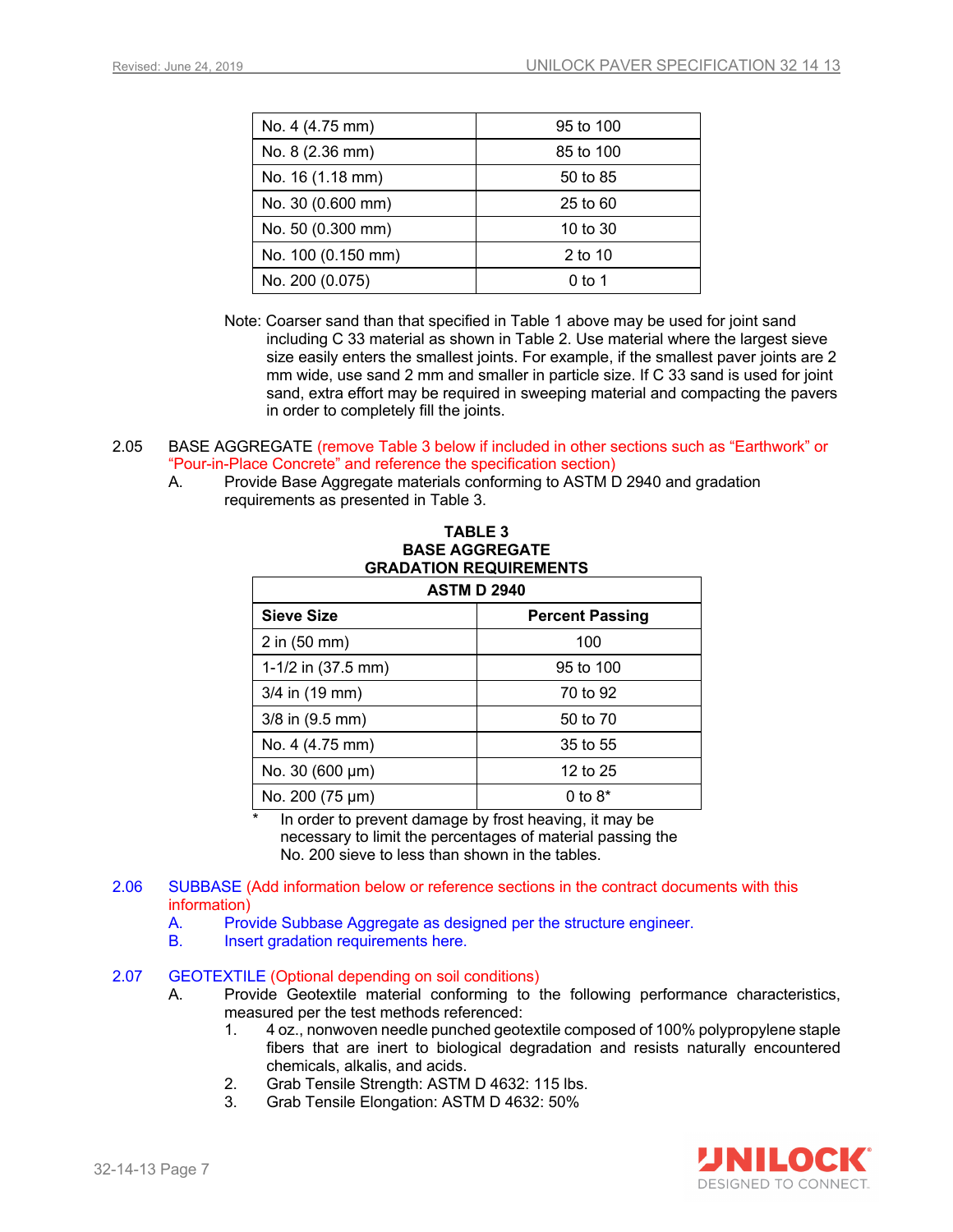| No. 4 (4.75 mm) | 95 to 100 |
|---|---|
| No. 8 (2.36 mm) | 85 to 100 |
| No. 16 (1.18 mm) | 50 to 85 |
| No. 30 (0.600 mm) | 25 to 60 |
| No. 50 (0.300 mm) | 10 to 30 |
| No. 100 (0.150 mm) | 2 to 10 |
| No. 200 (0.075) | 0 to 1 |

Note: Coarser sand than that specified in Table 1 above may be used for joint sand including C 33 material as shown in Table 2. Use material where the largest sieve size easily enters the smallest joints. For example, if the smallest paver joints are 2 mm wide, use sand 2 mm and smaller in particle size. If C 33 sand is used for joint sand, extra effort may be required in sweeping material and compacting the pavers in order to completely fill the joints.

2.05 BASE AGGREGATE (remove Table 3 below if included in other sections such as "Earthwork" or "Pour-in-Place Concrete" and reference the specification section)

A. Provide Base Aggregate materials conforming to ASTM D 2940 and gradation requirements as presented in Table 3.

**TABLE 3**
**BASE AGGREGATE**
**GRADATION REQUIREMENTS**

| ASTM D 2940 | |
|---|---|
| **Sieve Size** | **Percent Passing** |
| 2 in (50 mm) | 100 |
| 1-1/2 in (37.5 mm) | 95 to 100 |
| 3/4 in (19 mm) | 70 to 92 |
| 3/8 in (9.5 mm) | 50 to 70 |
| No. 4 (4.75 mm) | 35 to 55 |
| No. 30 (600 μm) | 12 to 25 |
| No. 200 (75 μm) | 0 to 8* |

\* In order to prevent damage by frost heaving, it may be necessary to limit the percentages of material passing the No. 200 sieve to less than shown in the tables.

2.06 SUBBASE (Add information below or reference sections in the contract documents with this information)

A. Provide Subbase Aggregate as designed per the structure engineer.

B. Insert gradation requirements here.

2.07 GEOTEXTILE (Optional depending on soil conditions)

A. Provide Geotextile material conforming to the following performance characteristics, measured per the test methods referenced:

1. 4 oz., nonwoven needle punched geotextile composed of 100% polypropylene staple fibers that are inert to biological degradation and resists naturally encountered chemicals, alkalis, and acids.
2. Grab Tensile Strength: ASTM D 4632: 115 lbs.
3. Grab Tensile Elongation: ASTM D 4632: 50%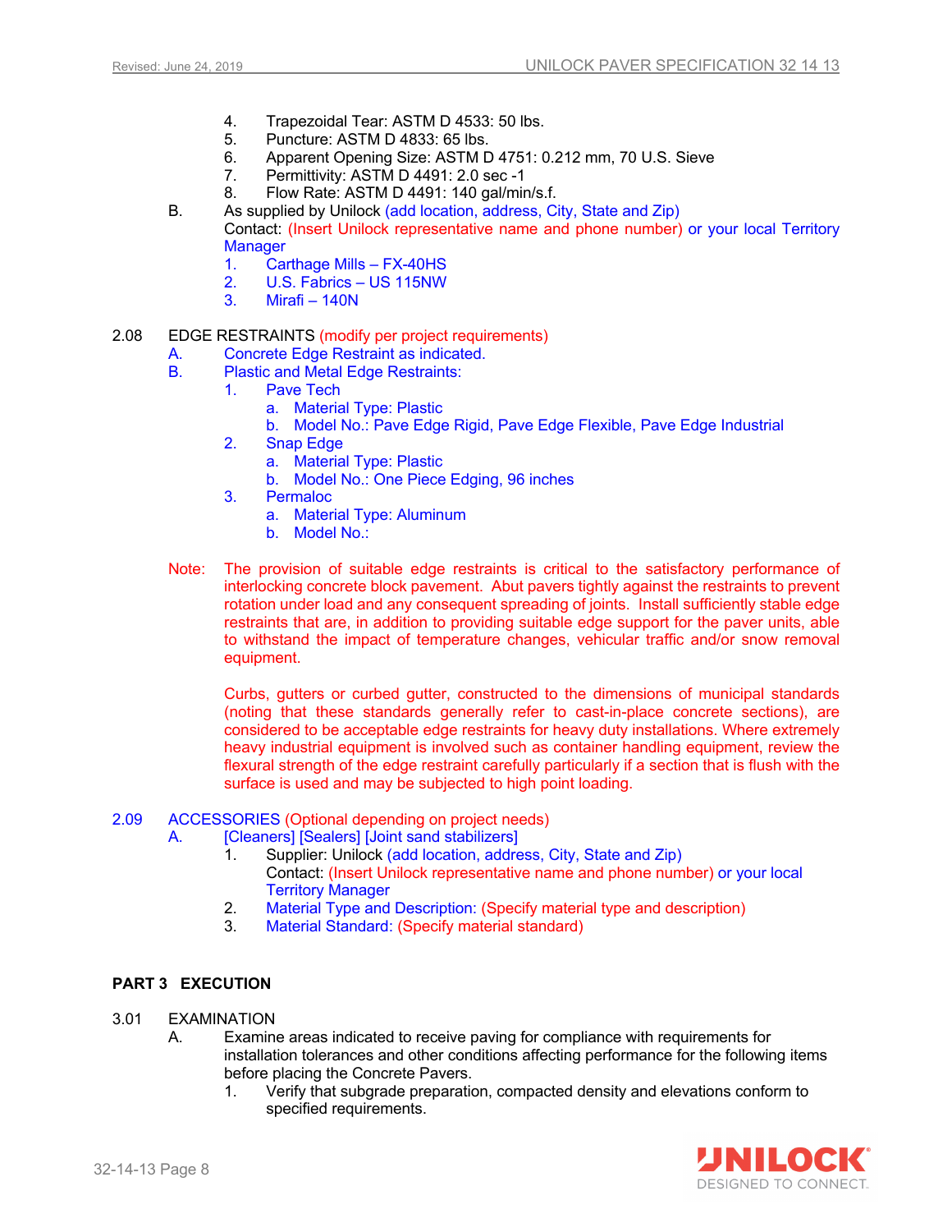4. Trapezoidal Tear: ASTM D 4533: 50 lbs.
5. Puncture: ASTM D 4833: 65 lbs.
6. Apparent Opening Size: ASTM D 4751: 0.212 mm, 70 U.S. Sieve
7. Permittivity: ASTM D 4491: 2.0 sec -1
8. Flow Rate: ASTM D 4491: 140 gal/min/s.f.

B. As supplied by Unilock (add location, address, City, State and Zip)
Contact: (Insert Unilock representative name and phone number) or your local Territory Manager

1. Carthage Mills – FX-40HS
2. U.S. Fabrics – US 115NW
3. Mirafi – 140N

2.08 EDGE RESTRAINTS (modify per project requirements)

A. Concrete Edge Restraint as indicated.

B. Plastic and Metal Edge Restraints:

1. Pave Tech
   a. Material Type: Plastic
   b. Model No.: Pave Edge Rigid, Pave Edge Flexible, Pave Edge Industrial
2. Snap Edge
   a. Material Type: Plastic
   b. Model No.: One Piece Edging, 96 inches
3. Permaloc
   a. Material Type: Aluminum
   b. Model No.:

Note: The provision of suitable edge restraints is critical to the satisfactory performance of interlocking concrete block pavement. Abut pavers tightly against the restraints to prevent rotation under load and any consequent spreading of joints. Install sufficiently stable edge restraints that are, in addition to providing suitable edge support for the paver units, able to withstand the impact of temperature changes, vehicular traffic and/or snow removal equipment.

Curbs, gutters or curbed gutter, constructed to the dimensions of municipal standards (noting that these standards generally refer to cast-in-place concrete sections), are considered to be acceptable edge restraints for heavy duty installations. Where extremely heavy industrial equipment is involved such as container handling equipment, review the flexural strength of the edge restraint carefully particularly if a section that is flush with the surface is used and may be subjected to high point loading.

2.09 ACCESSORIES (Optional depending on project needs)

A. [Cleaners] [Sealers] [Joint sand stabilizers]

1. Supplier: Unilock (add location, address, City, State and Zip)
   Contact: (Insert Unilock representative name and phone number) or your local Territory Manager
2. Material Type and Description: (Specify material type and description)
3. Material Standard: (Specify material standard)

## PART 3 EXECUTION

3.01 EXAMINATION

A. Examine areas indicated to receive paving for compliance with requirements for installation tolerances and other conditions affecting performance for the following items before placing the Concrete Pavers.

1. Verify that subgrade preparation, compacted density and elevations conform to specified requirements.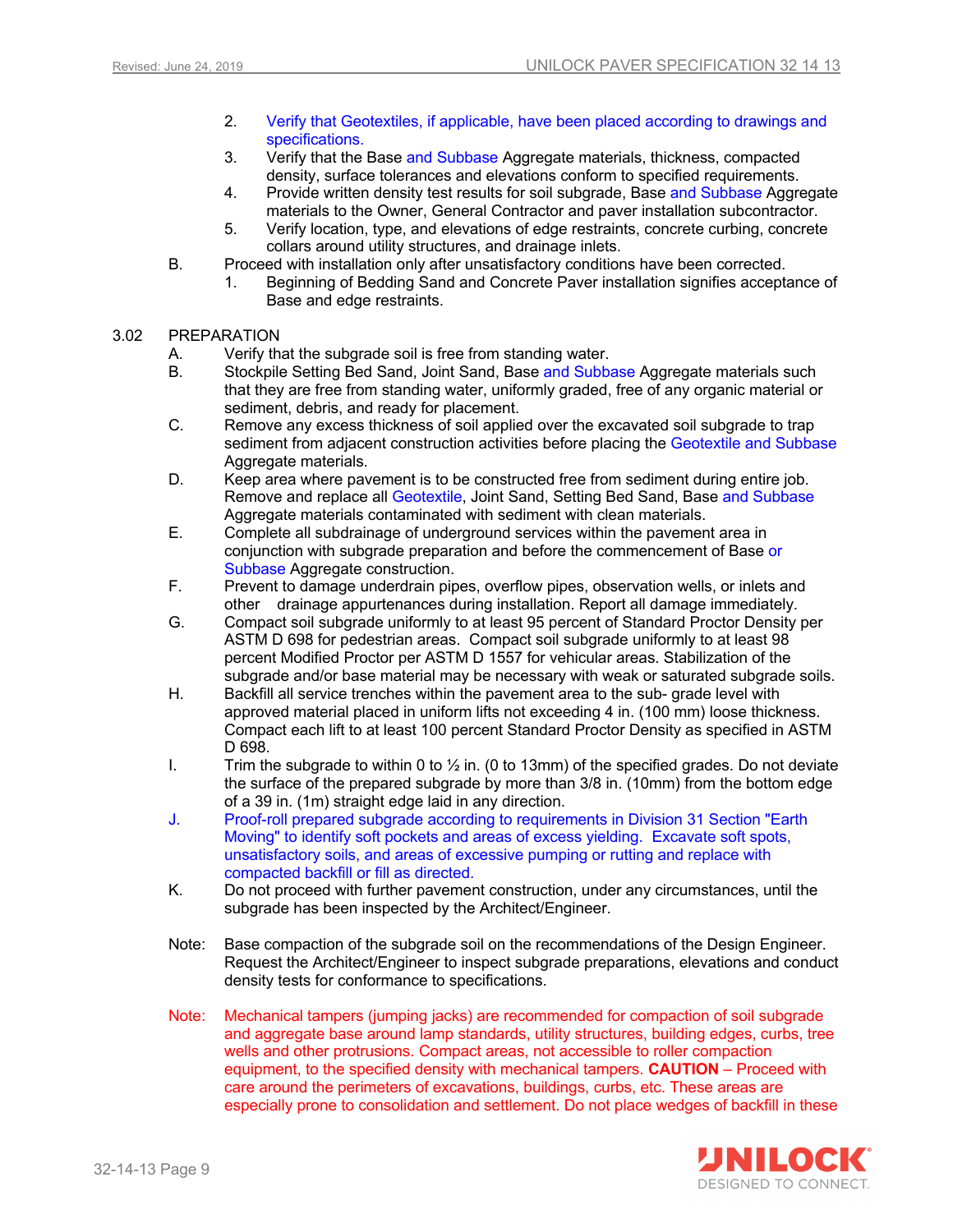2. Verify that Geotextiles, if applicable, have been placed according to drawings and specifications.
3. Verify that the Base and Subbase Aggregate materials, thickness, compacted density, surface tolerances and elevations conform to specified requirements.
4. Provide written density test results for soil subgrade, Base and Subbase Aggregate materials to the Owner, General Contractor and paver installation subcontractor.
5. Verify location, type, and elevations of edge restraints, concrete curbing, concrete collars around utility structures, and drainage inlets.

B. Proceed with installation only after unsatisfactory conditions have been corrected.

1. Beginning of Bedding Sand and Concrete Paver installation signifies acceptance of Base and edge restraints.

3.02 PREPARATION

A. Verify that the subgrade soil is free from standing water.

B. Stockpile Setting Bed Sand, Joint Sand, Base and Subbase Aggregate materials such that they are free from standing water, uniformly graded, free of any organic material or sediment, debris, and ready for placement.

C. Remove any excess thickness of soil applied over the excavated soil subgrade to trap sediment from adjacent construction activities before placing the Geotextile and Subbase Aggregate materials.

D. Keep area where pavement is to be constructed free from sediment during entire job. Remove and replace all Geotextile, Joint Sand, Setting Bed Sand, Base and Subbase Aggregate materials contaminated with sediment with clean materials.

E. Complete all subdrainage of underground services within the pavement area in conjunction with subgrade preparation and before the commencement of Base or Subbase Aggregate construction.

F. Prevent to damage underdrain pipes, overflow pipes, observation wells, or inlets and other drainage appurtenances during installation. Report all damage immediately.

G. Compact soil subgrade uniformly to at least 95 percent of Standard Proctor Density per ASTM D 698 for pedestrian areas. Compact soil subgrade uniformly to at least 98 percent Modified Proctor per ASTM D 1557 for vehicular areas. Stabilization of the subgrade and/or base material may be necessary with weak or saturated subgrade soils.

H. Backfill all service trenches within the pavement area to the sub- grade level with approved material placed in uniform lifts not exceeding 4 in. (100 mm) loose thickness. Compact each lift to at least 100 percent Standard Proctor Density as specified in ASTM D 698.

I. Trim the subgrade to within 0 to ½ in. (0 to 13mm) of the specified grades. Do not deviate the surface of the prepared subgrade by more than 3/8 in. (10mm) from the bottom edge of a 39 in. (1m) straight edge laid in any direction.

J. Proof-roll prepared subgrade according to requirements in Division 31 Section "Earth Moving" to identify soft pockets and areas of excess yielding. Excavate soft spots, unsatisfactory soils, and areas of excessive pumping or rutting and replace with compacted backfill or fill as directed.

K. Do not proceed with further pavement construction, under any circumstances, until the subgrade has been inspected by the Architect/Engineer.

Note: Base compaction of the subgrade soil on the recommendations of the Design Engineer. Request the Architect/Engineer to inspect subgrade preparations, elevations and conduct density tests for conformance to specifications.

Note: Mechanical tampers (jumping jacks) are recommended for compaction of soil subgrade and aggregate base around lamp standards, utility structures, building edges, curbs, tree wells and other protrusions. Compact areas, not accessible to roller compaction equipment, to the specified density with mechanical tampers. **CAUTION** – Proceed with care around the perimeters of excavations, buildings, curbs, etc. These areas are especially prone to consolidation and settlement. Do not place wedges of backfill in these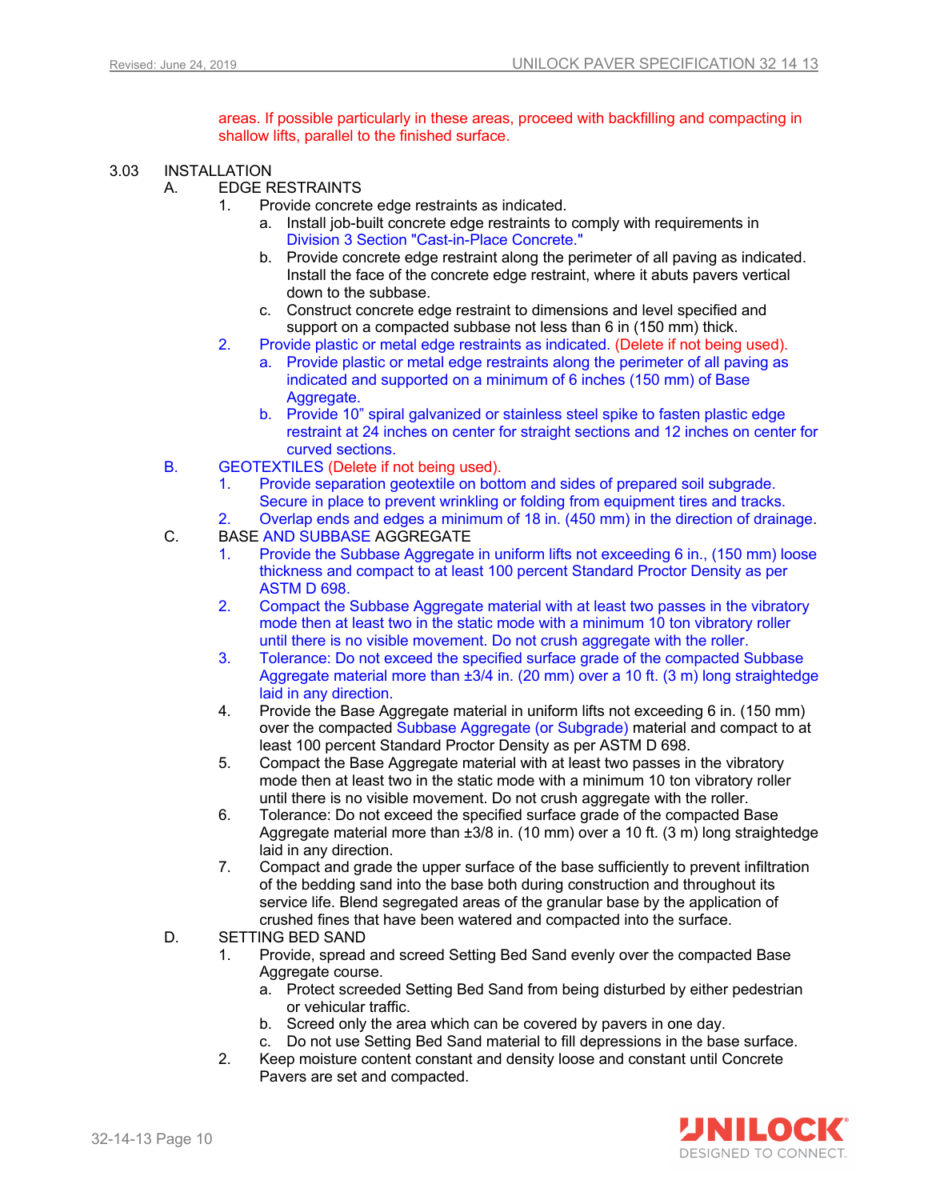areas. If possible particularly in these areas, proceed with backfilling and compacting in shallow lifts, parallel to the finished surface.

3.03 INSTALLATION

A. EDGE RESTRAINTS

1. Provide concrete edge restraints as indicated.
   a. Install job-built concrete edge restraints to comply with requirements in Division 3 Section "Cast-in-Place Concrete."
   b. Provide concrete edge restraint along the perimeter of all paving as indicated. Install the face of the concrete edge restraint, where it abuts pavers vertical down to the subbase.
   c. Construct concrete edge restraint to dimensions and level specified and support on a compacted subbase not less than 6 in (150 mm) thick.
2. Provide plastic or metal edge restraints as indicated. (Delete if not being used).
   a. Provide plastic or metal edge restraints along the perimeter of all paving as indicated and supported on a minimum of 6 inches (150 mm) of Base Aggregate.
   b. Provide 10" spiral galvanized or stainless steel spike to fasten plastic edge restraint at 24 inches on center for straight sections and 12 inches on center for curved sections.

B. GEOTEXTILES (Delete if not being used).

1. Provide separation geotextile on bottom and sides of prepared soil subgrade. Secure in place to prevent wrinkling or folding from equipment tires and tracks.
2. Overlap ends and edges a minimum of 18 in. (450 mm) in the direction of drainage.

C. BASE AND SUBBASE AGGREGATE

1. Provide the Subbase Aggregate in uniform lifts not exceeding 6 in., (150 mm) loose thickness and compact to at least 100 percent Standard Proctor Density as per ASTM D 698.
2. Compact the Subbase Aggregate material with at least two passes in the vibratory mode then at least two in the static mode with a minimum 10 ton vibratory roller until there is no visible movement. Do not crush aggregate with the roller.
3. Tolerance: Do not exceed the specified surface grade of the compacted Subbase Aggregate material more than ±3/4 in. (20 mm) over a 10 ft. (3 m) long straightedge laid in any direction.
4. Provide the Base Aggregate material in uniform lifts not exceeding 6 in. (150 mm) over the compacted Subbase Aggregate (or Subgrade) material and compact to at least 100 percent Standard Proctor Density as per ASTM D 698.
5. Compact the Base Aggregate material with at least two passes in the vibratory mode then at least two in the static mode with a minimum 10 ton vibratory roller until there is no visible movement. Do not crush aggregate with the roller.
6. Tolerance: Do not exceed the specified surface grade of the compacted Base Aggregate material more than ±3/8 in. (10 mm) over a 10 ft. (3 m) long straightedge laid in any direction.
7. Compact and grade the upper surface of the base sufficiently to prevent infiltration of the bedding sand into the base both during construction and throughout its service life. Blend segregated areas of the granular base by the application of crushed fines that have been watered and compacted into the surface.

D. SETTING BED SAND

1. Provide, spread and screed Setting Bed Sand evenly over the compacted Base Aggregate course.
   a. Protect screeded Setting Bed Sand from being disturbed by either pedestrian or vehicular traffic.
   b. Screed only the area which can be covered by pavers in one day.
   c. Do not use Setting Bed Sand material to fill depressions in the base surface.
2. Keep moisture content constant and density loose and constant until Concrete Pavers are set and compacted.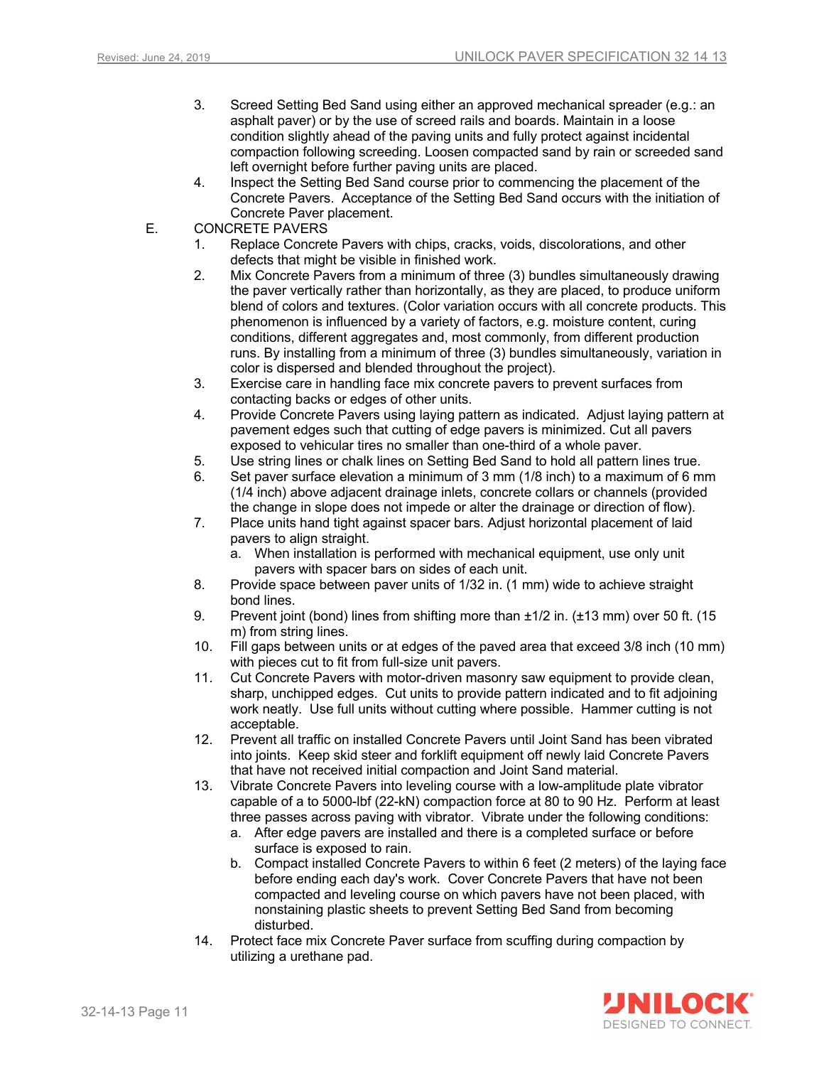3. Screed Setting Bed Sand using either an approved mechanical spreader (e.g.: an asphalt paver) or by the use of screed rails and boards. Maintain in a loose condition slightly ahead of the paving units and fully protect against incidental compaction following screeding. Loosen compacted sand by rain or screeded sand left overnight before further paving units are placed.
4. Inspect the Setting Bed Sand course prior to commencing the placement of the Concrete Pavers. Acceptance of the Setting Bed Sand occurs with the initiation of Concrete Paver placement.

E. CONCRETE PAVERS

1. Replace Concrete Pavers with chips, cracks, voids, discolorations, and other defects that might be visible in finished work.
2. Mix Concrete Pavers from a minimum of three (3) bundles simultaneously drawing the paver vertically rather than horizontally, as they are placed, to produce uniform blend of colors and textures. (Color variation occurs with all concrete products. This phenomenon is influenced by a variety of factors, e.g. moisture content, curing conditions, different aggregates and, most commonly, from different production runs. By installing from a minimum of three (3) bundles simultaneously, variation in color is dispersed and blended throughout the project).
3. Exercise care in handling face mix concrete pavers to prevent surfaces from contacting backs or edges of other units.
4. Provide Concrete Pavers using laying pattern as indicated. Adjust laying pattern at pavement edges such that cutting of edge pavers is minimized. Cut all pavers exposed to vehicular tires no smaller than one-third of a whole paver.
5. Use string lines or chalk lines on Setting Bed Sand to hold all pattern lines true.
6. Set paver surface elevation a minimum of 3 mm (1/8 inch) to a maximum of 6 mm (1/4 inch) above adjacent drainage inlets, concrete collars or channels (provided the change in slope does not impede or alter the drainage or direction of flow).
7. Place units hand tight against spacer bars. Adjust horizontal placement of laid pavers to align straight.
   a. When installation is performed with mechanical equipment, use only unit pavers with spacer bars on sides of each unit.
8. Provide space between paver units of 1/32 in. (1 mm) wide to achieve straight bond lines.
9. Prevent joint (bond) lines from shifting more than ±1/2 in. (±13 mm) over 50 ft. (15 m) from string lines.
10. Fill gaps between units or at edges of the paved area that exceed 3/8 inch (10 mm) with pieces cut to fit from full-size unit pavers.
11. Cut Concrete Pavers with motor-driven masonry saw equipment to provide clean, sharp, unchipped edges. Cut units to provide pattern indicated and to fit adjoining work neatly. Use full units without cutting where possible. Hammer cutting is not acceptable.
12. Prevent all traffic on installed Concrete Pavers until Joint Sand has been vibrated into joints. Keep skid steer and forklift equipment off newly laid Concrete Pavers that have not received initial compaction and Joint Sand material.
13. Vibrate Concrete Pavers into leveling course with a low-amplitude plate vibrator capable of a to 5000-lbf (22-kN) compaction force at 80 to 90 Hz. Perform at least three passes across paving with vibrator. Vibrate under the following conditions:
   a. After edge pavers are installed and there is a completed surface or before surface is exposed to rain.
   b. Compact installed Concrete Pavers to within 6 feet (2 meters) of the laying face before ending each day's work. Cover Concrete Pavers that have not been compacted and leveling course on which pavers have not been placed, with nonstaining plastic sheets to prevent Setting Bed Sand from becoming disturbed.
14. Protect face mix Concrete Paver surface from scuffing during compaction by utilizing a urethane pad.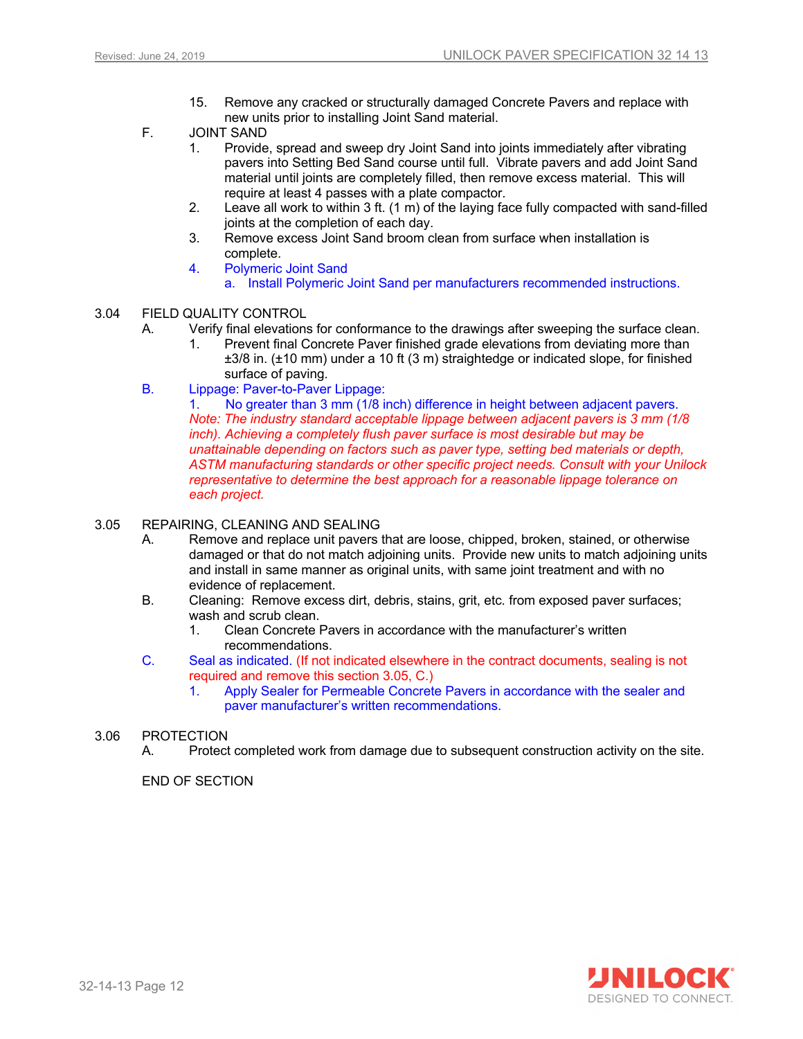15. Remove any cracked or structurally damaged Concrete Pavers and replace with new units prior to installing Joint Sand material.

F. JOINT SAND

1. Provide, spread and sweep dry Joint Sand into joints immediately after vibrating pavers into Setting Bed Sand course until full. Vibrate pavers and add Joint Sand material until joints are completely filled, then remove excess material. This will require at least 4 passes with a plate compactor.
2. Leave all work to within 3 ft. (1 m) of the laying face fully compacted with sand-filled joints at the completion of each day.
3. Remove excess Joint Sand broom clean from surface when installation is complete.
4. Polymeric Joint Sand
   a. Install Polymeric Joint Sand per manufacturers recommended instructions.

## 3.04 FIELD QUALITY CONTROL

A. Verify final elevations for conformance to the drawings after sweeping the surface clean.

1. Prevent final Concrete Paver finished grade elevations from deviating more than ±3/8 in. (±10 mm) under a 10 ft (3 m) straightedge or indicated slope, for finished surface of paving.

B. Lippage: Paver-to-Paver Lippage:

1. No greater than 3 mm (1/8 inch) difference in height between adjacent pavers.

*Note: The industry standard acceptable lippage between adjacent pavers is 3 mm (1/8 inch). Achieving a completely flush paver surface is most desirable but may be unattainable depending on factors such as paver type, setting bed materials or depth, ASTM manufacturing standards or other specific project needs. Consult with your Unilock representative to determine the best approach for a reasonable lippage tolerance on each project.*

## 3.05 REPAIRING, CLEANING AND SEALING

A. Remove and replace unit pavers that are loose, chipped, broken, stained, or otherwise damaged or that do not match adjoining units. Provide new units to match adjoining units and install in same manner as original units, with same joint treatment and with no evidence of replacement.

B. Cleaning: Remove excess dirt, debris, stains, grit, etc. from exposed paver surfaces; wash and scrub clean.

1. Clean Concrete Pavers in accordance with the manufacturer's written recommendations.

C. Seal as indicated. (If not indicated elsewhere in the contract documents, sealing is not required and remove this section 3.05, C.)

1. Apply Sealer for Permeable Concrete Pavers in accordance with the sealer and paver manufacturer's written recommendations.

## 3.06 PROTECTION

A. Protect completed work from damage due to subsequent construction activity on the site.

END OF SECTION